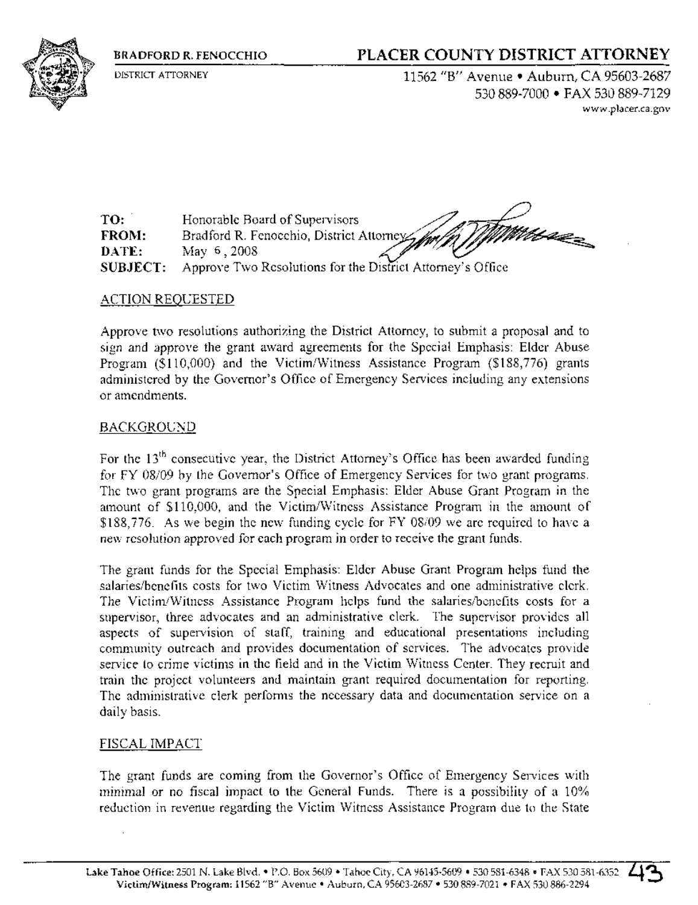**BRADFORD R. FENOCCHIO**
DISTRICT ATTORNEY

# PLACER COUNTY DISTRICT ATTORNEY

11562 "B" Avenue • Auburn, CA 95603-2687
530 889-7000 • FAX 530 889-7129
www.placer.ca.gov

**TO:** Honorable Board of Supervisors
**FROM:** Bradford R. Fenocchio, District Attorney
**DATE:** May 6, 2008
**SUBJECT:** Approve Two Resolutions for the District Attorney's Office

## ACTION REQUESTED

Approve two resolutions authorizing the District Attorney, to submit a proposal and to sign and approve the grant award agreements for the Special Emphasis: Elder Abuse Program ($110,000) and the Victim/Witness Assistance Program ($188,776) grants administered by the Governor's Office of Emergency Services including any extensions or amendments.

## BACKGROUND

For the 13th consecutive year, the District Attorney's Office has been awarded funding for FY 08/09 by the Governor's Office of Emergency Services for two grant programs. The two grant programs are the Special Emphasis: Elder Abuse Grant Program in the amount of $110,000, and the Victim/Witness Assistance Program in the amount of $188,776. As we begin the new funding cycle for FY 08/09 we are required to have a new resolution approved for each program in order to receive the grant funds.

The grant funds for the Special Emphasis: Elder Abuse Grant Program helps fund the salaries/benefits costs for two Victim Witness Advocates and one administrative clerk. The Victim/Witness Assistance Program helps fund the salaries/benefits costs for a supervisor, three advocates and an administrative clerk. The supervisor provides all aspects of supervision of staff, training and educational presentations including community outreach and provides documentation of services. The advocates provide service to crime victims in the field and in the Victim Witness Center. They recruit and train the project volunteers and maintain grant required documentation for reporting. The administrative clerk performs the necessary data and documentation service on a daily basis.

## FISCAL IMPACT

The grant funds are coming from the Governor's Office of Emergency Services with minimal or no fiscal impact to the General Funds. There is a possibility of a 10% reduction in revenue regarding the Victim Witness Assistance Program due to the State

Lake Tahoe Office: 2501 N. Lake Blvd. • P.O. Box 5609 • Tahoe City, CA 96145-5609 • 530 581-6348 • FAX 530 581-6352
Victim/Witness Program: 11562 "B" Avenue • Auburn, CA 95603-2687 • 530 889-7021 • FAX 530 886-2294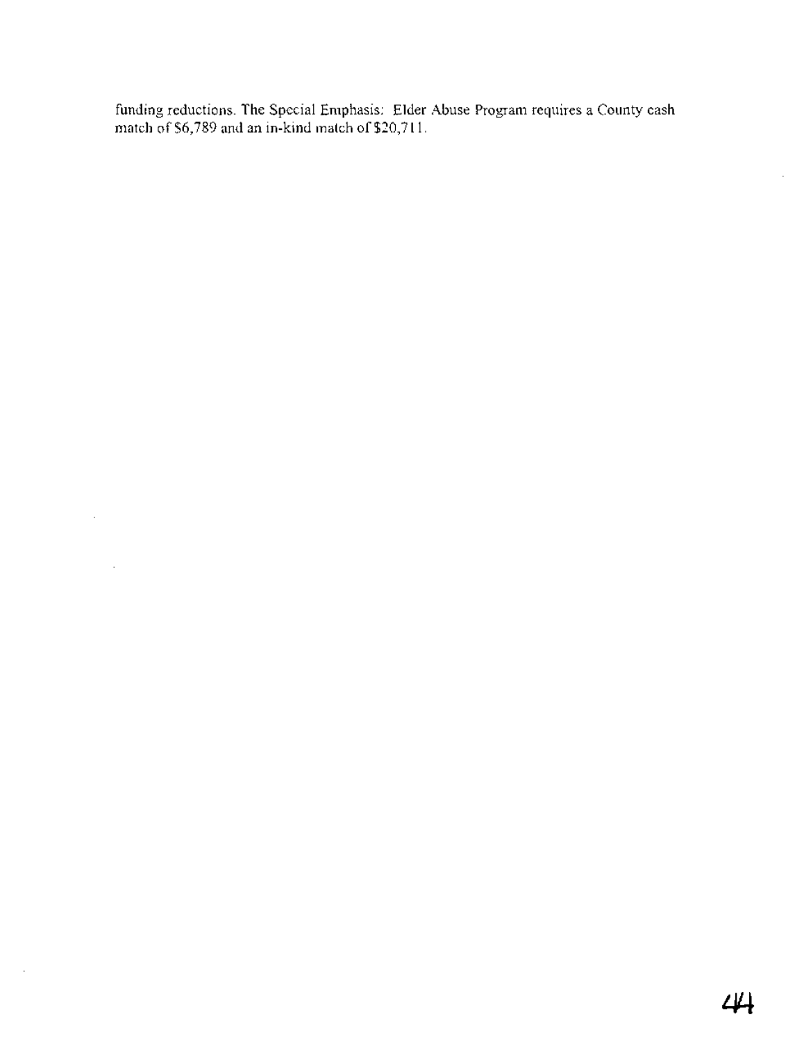funding reductions. The Special Emphasis: Elder Abuse Program requires a County cash match of $6,789 and an in-kind match of $20,711.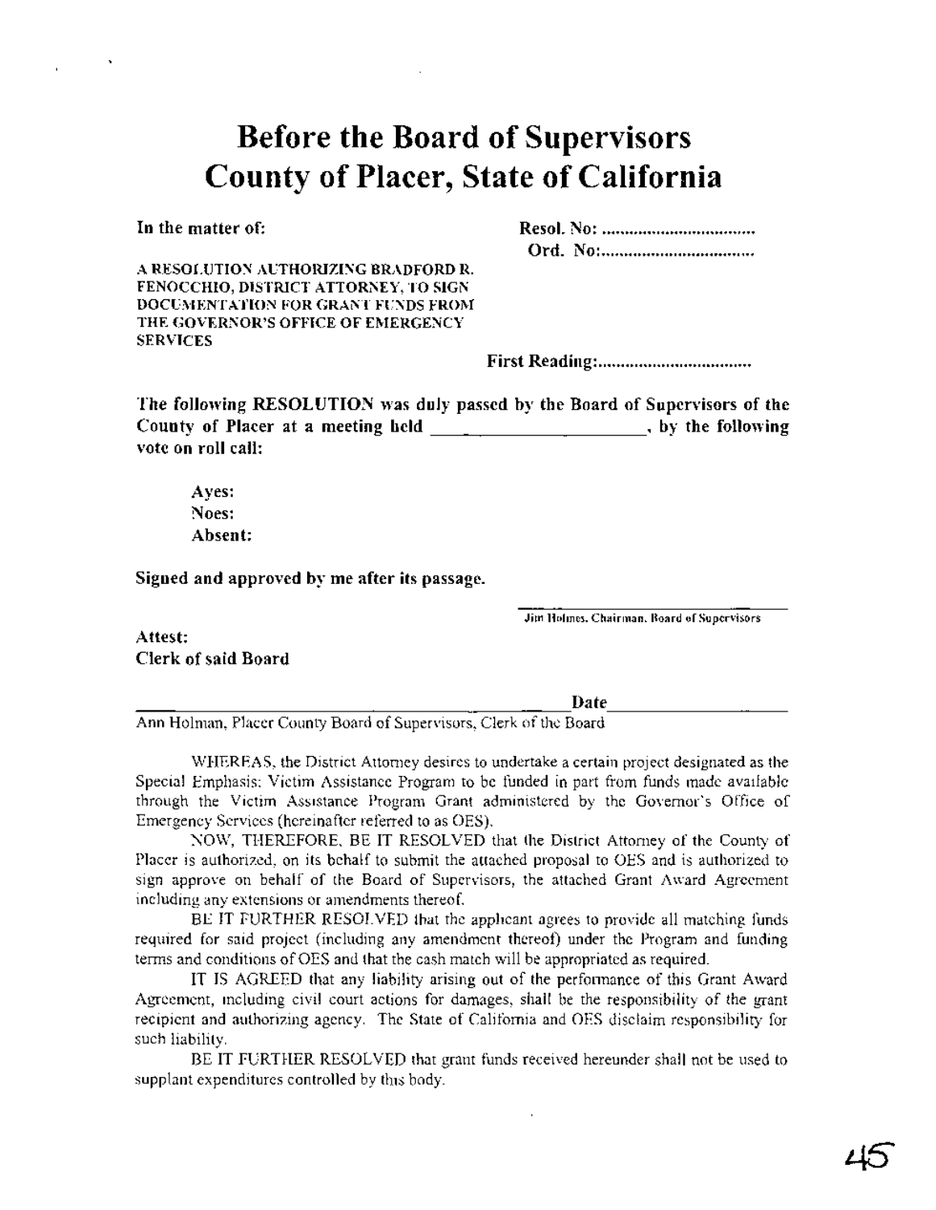# Before the Board of Supervisors
# County of Placer, State of California

**In the matter of:**

**Resol. No: .................................**

**Ord. No:.................................**

A RESOLUTION AUTHORIZING BRADFORD R. FENOCCHIO, DISTRICT ATTORNEY, TO SIGN DOCUMENTATION FOR GRANT FUNDS FROM THE GOVERNOR'S OFFICE OF EMERGENCY SERVICES

**First Reading:.................................**

**The following RESOLUTION was duly passed by the Board of Supervisors of the County of Placer at a meeting held \_\_\_\_\_\_\_\_\_\_\_\_\_\_\_\_\_\_\_\_, by the following vote on roll call:**

**Ayes:**
**Noes:**
**Absent:**

**Signed and approved by me after its passage.**

\_\_\_\_\_\_\_\_\_\_\_\_\_\_\_\_\_\_\_\_\_\_\_\_\_\_\_\_\_\_
Jim Holmes, Chairman, Board of Supervisors

**Attest:**
**Clerk of said Board**

\_\_\_\_\_\_\_\_\_\_\_\_\_\_\_\_\_\_\_\_\_\_\_\_\_\_\_\_\_\_\_\_\_\_\_\_\_\_\_\_ **Date** \_\_\_\_\_\_\_\_\_\_\_\_\_\_\_\_\_\_
Ann Holman, Placer County Board of Supervisors, Clerk of the Board

WHEREAS, the District Attorney desires to undertake a certain project designated as the Special Emphasis: Victim Assistance Program to be funded in part from funds made available through the Victim Assistance Program Grant administered by the Governor's Office of Emergency Services (hereinafter referred to as OES).

NOW, THEREFORE, BE IT RESOLVED that the District Attorney of the County of Placer is authorized, on its behalf to submit the attached proposal to OES and is authorized to sign approve on behalf of the Board of Supervisors, the attached Grant Award Agreement including any extensions or amendments thereof.

BE IT FURTHER RESOLVED that the applicant agrees to provide all matching funds required for said project (including any amendment thereof) under the Program and funding terms and conditions of OES and that the cash match will be appropriated as required.

IT IS AGREED that any liability arising out of the performance of this Grant Award Agreement, including civil court actions for damages, shall be the responsibility of the grant recipient and authorizing agency. The State of California and OES disclaim responsibility for such liability.

BE IT FURTHER RESOLVED that grant funds received hereunder shall not be used to supplant expenditures controlled by this body.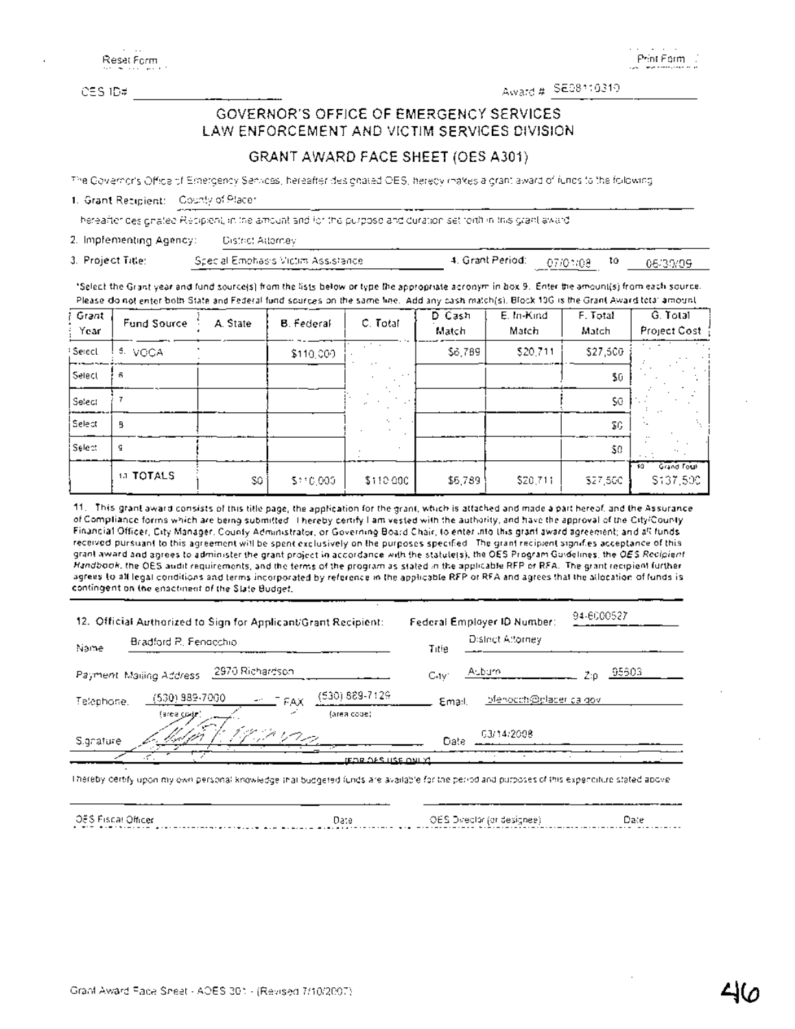Reset Form

Print Form

OES ID# ____________________

Award # SE08110310

# GOVERNOR'S OFFICE OF EMERGENCY SERVICES
# LAW ENFORCEMENT AND VICTIM SERVICES DIVISION

## GRANT AWARD FACE SHEET (OES A301)

The Governor's Office of Emergency Services, hereafter designated OES, hereby makes a grant award of funds to the following:

1. Grant Recipient: County of Placer

hereafter designated Recipient, in the amount and for the purpose and duration set forth in this grant award.

2. Implementing Agency: District Attorney

3. Project Title: Special Emphasis Victim Assistance

4. Grant Period: 07/01/08 to 06/30/09

*Select the Grant year and fund source(s) from the lists below or type the appropriate acronym in box 9. Enter the amount(s) from each source. Please do not enter both State and Federal fund sources on the same line. Add any cash match(s). Block 10G is the Grant Award total amount.

| Grant Year | Fund Source | A. State | B. Federal | C. Total | D. Cash Match | E. In-Kind Match | F. Total Match | G. Total Project Cost |
|---|---|---|---|---|---|---|---|---|
| Select | 5. VOCA | | $110,000 | | $6,789 | $20,711 | $27,500 | |
| Select | 6 | | | | | | $0 | |
| Select | 7 | | | | | | $0 | |
| Select | 8 | | | | | | $0 | |
| Select | 9 | | | | | | $0 | |
| | 10 TOTALS | $0 | $110,000 | $110,000 | $6,789 | $20,711 | $27,500 | 10 Grand Total $137,500 |

11. This grant award consists of this title page, the application for the grant, which is attached and made a part hereof, and the Assurance of Compliance forms which are being submitted. I hereby certify I am vested with the authority, and have the approval of the City/County Financial Officer, City Manager, County Administrator, or Governing Board Chair, to enter into this grant award agreement; and all funds received pursuant to this agreement will be spent exclusively on the purposes specified. The grant recipient signifies acceptance of this grant award and agrees to administer the grant project in accordance with the statute(s), the OES Program Guidelines, the *OES Recipient Handbook*, the OES audit requirements, and the terms of the program as stated in the applicable RFP or RFA. The grant recipient further agrees to all legal conditions and terms incorporated by reference in the applicable RFP or RFA and agrees that the allocation of funds is contingent on the enactment of the State Budget.

12. Official Authorized to Sign for Applicant/Grant Recipient:

Federal Employer ID Number: 94-6000527

Name: Bradford R. Fenocchio

Title: District Attorney

Payment Mailing Address: 2970 Richardson

City: Auburn Zip: 95603

Telephone: (530) 889-7000 (area code)

FAX: (530) 889-7129 (area code)

Email: bfenocch@placer.ca.gov

Signature: [signature]

Date: 03/14/2008

(FOR OES USE ONLY)

I hereby certify upon my own personal knowledge that budgeted funds are available for the period and purposes of this expenditure stated above.

______________________ ______ ______________________ ______
OES Fiscal Officer Date OES Director (or designee) Date

Grant Award Face Sheet - AOES 301 - (Revised 7/10/2007)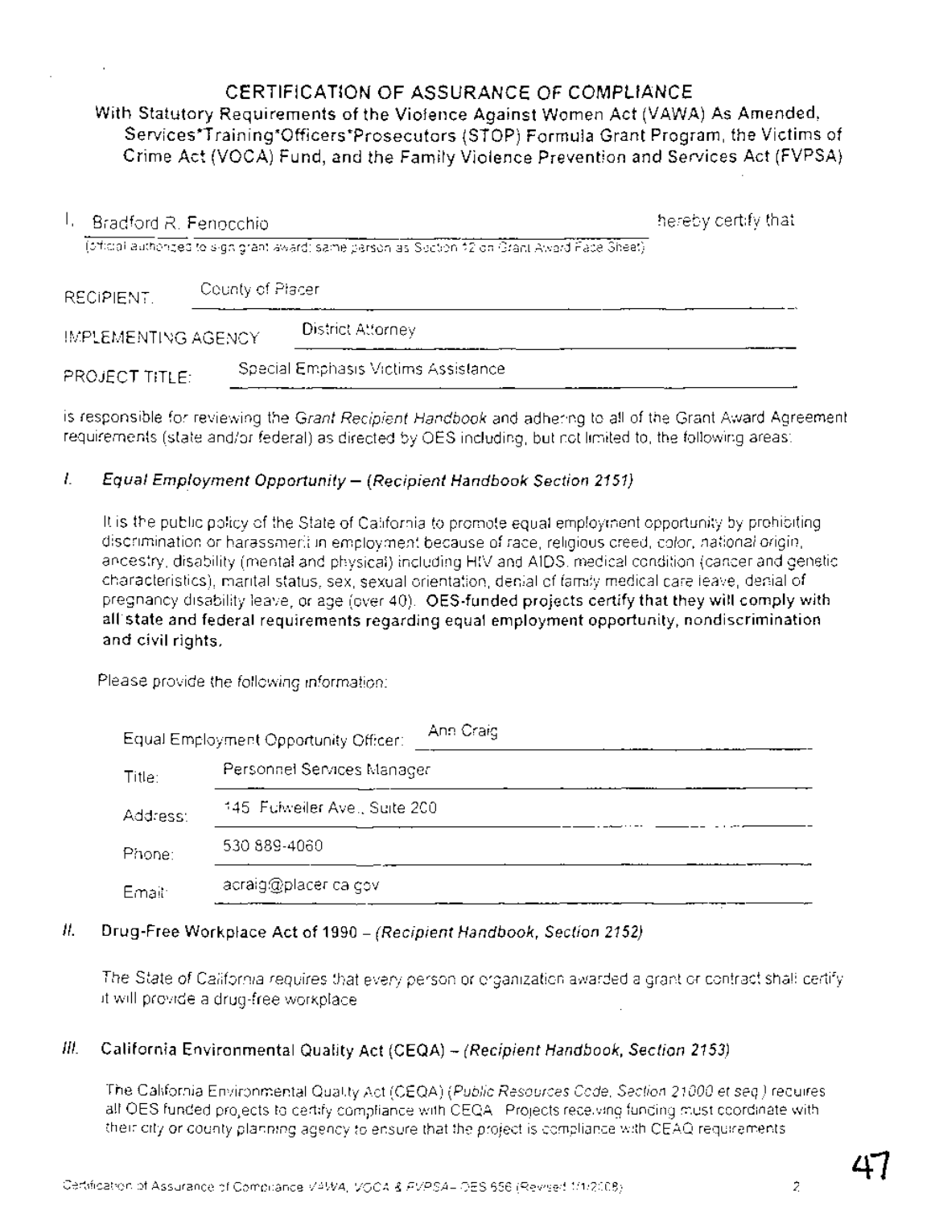# CERTIFICATION OF ASSURANCE OF COMPLIANCE

## With Statutory Requirements of the Violence Against Women Act (VAWA) As Amended, Services*Training*Officers*Prosecutors (STOP) Formula Grant Program, the Victims of Crime Act (VOCA) Fund, and the Family Violence Prevention and Services Act (FVPSA)

I, Bradford R. Fenocchio hereby certify that

(official authorized to sign grant award; same person as Section 12 on Grant Award Face Sheet)

RECIPIENT: County of Placer

IMPLEMENTING AGENCY: District Attorney

PROJECT TITLE: Special Emphasis Victims Assistance

is responsible for reviewing the *Grant Recipient Handbook* and adhering to all of the Grant Award Agreement requirements (state and/or federal) as directed by OES including, but not limited to, the following areas:

### I. *Equal Employment Opportunity – (Recipient Handbook Section 2151)*

It is the public policy of the State of California to promote equal employment opportunity by prohibiting discrimination or harassment in employment because of race, religious creed, color, national origin, ancestry, disability (mental and physical) including HIV and AIDS, medical condition (cancer and genetic characteristics), marital status, sex, sexual orientation, denial of family medical care leave, denial of pregnancy disability leave, or age (over 40). **OES-funded projects certify that they will comply with all state and federal requirements regarding equal employment opportunity, nondiscrimination and civil rights.**

Please provide the following information:

Equal Employment Opportunity Officer: Ann Craig

Title: Personnel Services Manager

Address: 145 Fulweiler Ave., Suite 200

Phone: 530 889-4060

Email: acraig@placer.ca.gov

### II. Drug-Free Workplace Act of 1990 – *(Recipient Handbook, Section 2152)*

The State of California requires that every person or organization awarded a grant or contract shall certify it will provide a drug-free workplace.

### III. California Environmental Quality Act (CEQA) – *(Recipient Handbook, Section 2153)*

The California Environmental Quality Act (CEQA) (*Public Resources Code, Section 21000 et seq.*) requires all OES funded projects to certify compliance with CEQA. Projects receiving funding must coordinate with their city or county planning agency to ensure that the project is compliance with CEAQ requirements.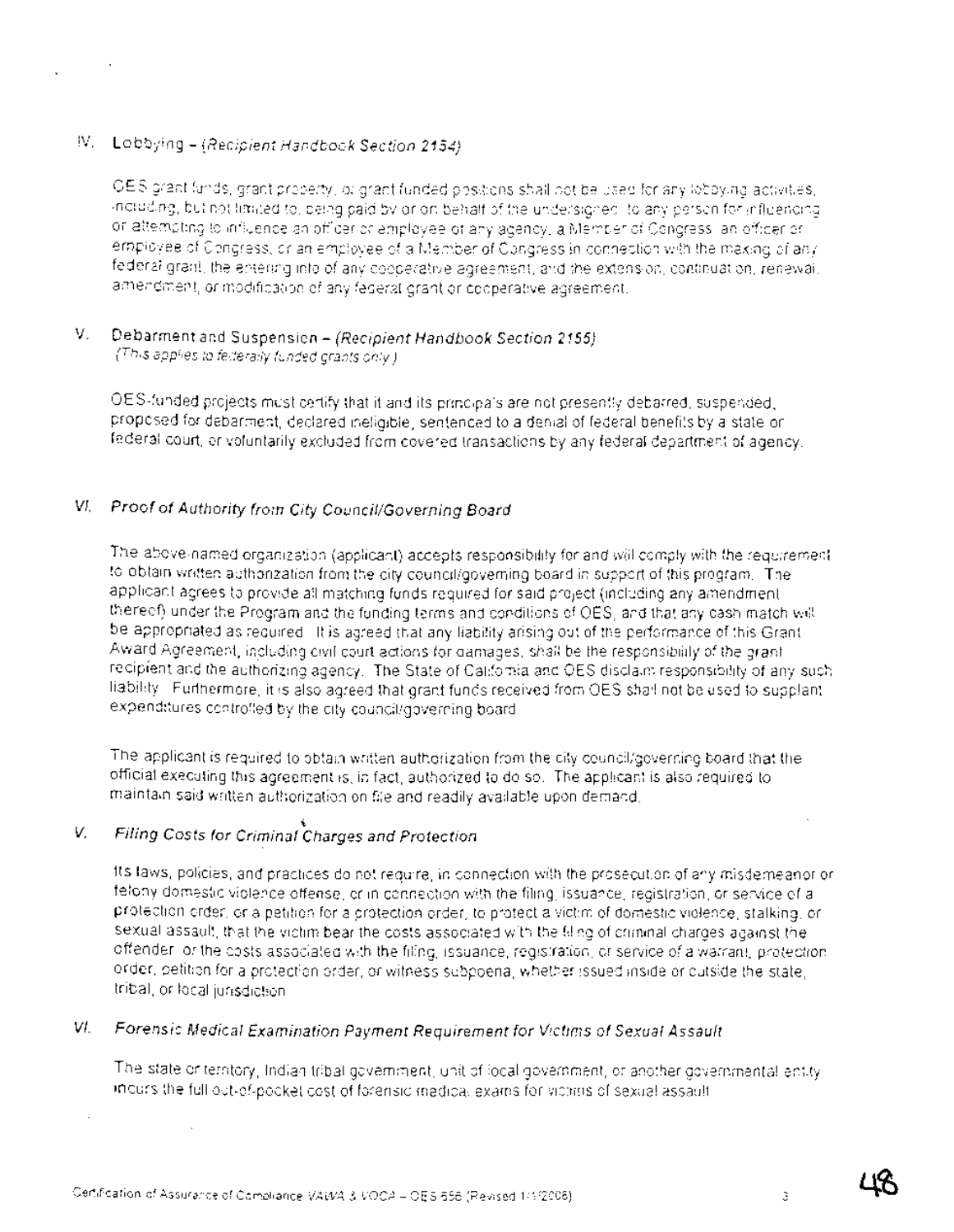## IV. Lobbying – *(Recipient Handbook Section 2154)*

OES grant funds, grant property, or grant funded positions shall not be used for any lobbying activities, including, but not limited to, being paid by or on behalf of the undersigned, to any person for influencing or attempting to influence an officer or employee of any agency, a Member of Congress, an officer or employee of Congress, or an employee of a Member of Congress in connection with the making of any federal grant, the entering into of any cooperative agreement, and the extension, continuation, renewal, amendment, or modification of any federal grant or cooperative agreement.

## V. Debarment and Suspension – *(Recipient Handbook Section 2155)*

*(This applies to federally funded grants only.)*

OES-funded projects must certify that it and its principals are not presently debarred, suspended, proposed for debarment, declared ineligible, sentenced to a denial of federal benefits by a state or federal court, or voluntarily excluded from covered transactions by any federal department of agency.

## *VI. Proof of Authority from City Council/Governing Board*

The above-named organization (applicant) accepts responsibility for and will comply with the requirement to obtain written authorization from the city council/governing board in support of this program. The applicant agrees to provide all matching funds required for said project (including any amendment thereof) under the Program and the funding terms and conditions of OES, and that any cash match will be appropriated as required. It is agreed that any liability arising out of the performance of this Grant Award Agreement, including civil court actions for damages, shall be the responsibility of the grant recipient and the authorizing agency. The State of California and OES disclaim responsibility of any such liability. Furthermore, it is also agreed that grant funds received from OES shall not be used to supplant expenditures controlled by the city council/governing board.

The applicant is required to obtain written authorization from the city council/governing board that the official executing this agreement is, in fact, authorized to do so. The applicant is also required to maintain said written authorization on file and readily available upon demand.

## *V. Filing Costs for Criminal Charges and Protection*

Its laws, policies, and practices do not require, in connection with the prosecution of any misdemeanor or felony domestic violence offense, or in connection with the filing, issuance, registration, or service of a protection order, or a petition for a protection order, to protect a victim of domestic violence, stalking, or sexual assault, that the victim bear the costs associated with the filing of criminal charges against the offender, or the costs associated with the filing, issuance, registration, or service of a warrant, protection order, petition for a protection order, or witness subpoena, whether issued inside or outside the state, tribal, or local jurisdiction.

## *VI. Forensic Medical Examination Payment Requirement for Victims of Sexual Assault*

The state or territory, Indian tribal government, unit of local government, or another governmental entity incurs the full out-of-pocket cost of forensic medical exams for victims of sexual assault.

Certification of Assurance of Compliance VAWA & VOCA – OES 556 (Revised 1/1/2006)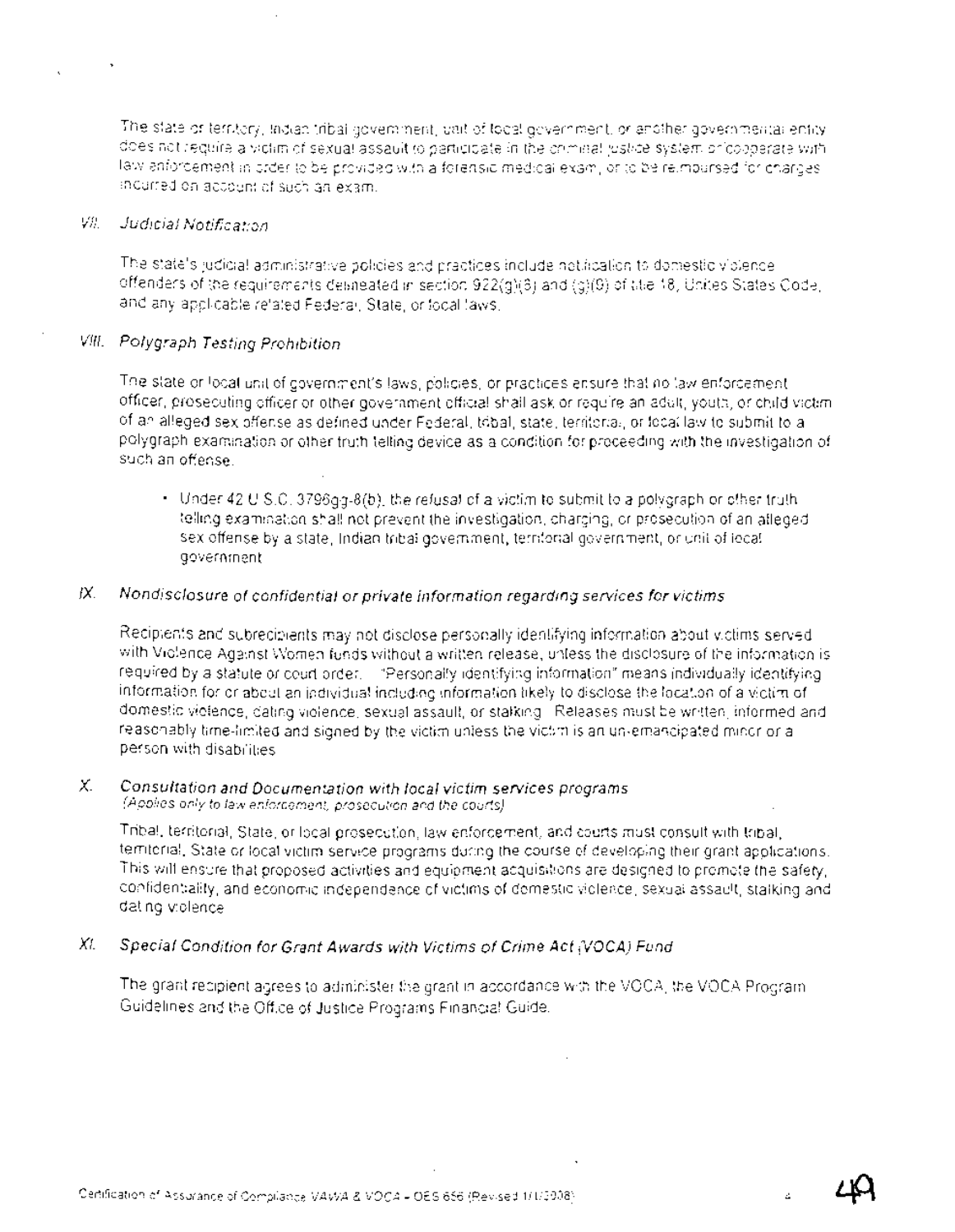The state or territory, Indian tribal government, unit of local government, or another governmental entity does not require a victim of sexual assault to participate in the criminal justice system or cooperate with law enforcement in order to be provided with a forensic medical exam, or to be reimbursed for charges incurred on account of such an exam.

## *VII. Judicial Notification*

The state's judicial administrative policies and practices include notification to domestic violence offenders of the requirements delineated in section 922(g)(8) and (g)(9) of title 18, United States Code, and any applicable related Federal, State, or local laws.

## *VIII. Polygraph Testing Prohibition*

The state or local unit of government's laws, policies, or practices ensure that no law enforcement officer, prosecuting officer or other government official shall ask or require an adult, youth, or child victim of an alleged sex offense as defined under Federal, tribal, state, territorial, or local law to submit to a polygraph examination or other truth telling device as a condition for proceeding with the investigation of such an offense.

- Under 42 U.S.C. 3796gg-8(b), the refusal of a victim to submit to a polygraph or other truth telling examination shall not prevent the investigation, charging, or prosecution of an alleged sex offense by a state, Indian tribal government, territorial government, or unit of local government.

## *IX. Nondisclosure of confidential or private information regarding services for victims*

Recipients and subrecipients may not disclose personally identifying information about victims served with Violence Against Women funds without a written release, unless the disclosure of the information is required by a statute or court order. "Personally identifying information" means individually identifying information for or about an individual including information likely to disclose the location of a victim of domestic violence, dating violence, sexual assault, or stalking. Releases must be written, informed and reasonably time-limited and signed by the victim unless the victim is an un-emancipated minor or a person with disabilities.

## *X. Consultation and Documentation with local victim services programs*

*(Applies only to law enforcement, prosecution and the courts)*

Tribal, territorial, State, or local prosecution, law enforcement, and courts must consult with tribal, territorial, State or local victim service programs during the course of developing their grant applications. This will ensure that proposed activities and equipment acquisitions are designed to promote the safety, confidentiality, and economic independence of victims of domestic violence, sexual assault, stalking and dating violence.

## *XI. Special Condition for Grant Awards with Victims of Crime Act (VOCA) Fund*

The grant recipient agrees to administer the grant in accordance with the VOCA, the VOCA Program Guidelines and the Office of Justice Programs Financial Guide.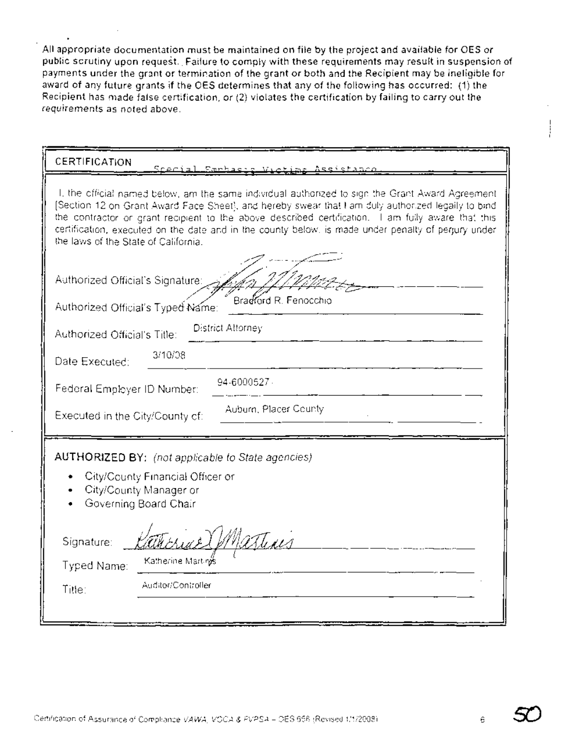All appropriate documentation must be maintained on file by the project and available for OES or public scrutiny upon request. Failure to comply with these requirements may result in suspension of payments under the grant or termination of the grant or both and the Recipient may be ineligible for award of any future grants if the OES determines that any of the following has occurred: (1) the Recipient has made false certification, or (2) violates the certification by failing to carry out the requirements as noted above.

**CERTIFICATION** Special Emphasis Victims Assistance

I, the official named below, am the same individual authorized to sign the Grant Award Agreement [Section 12 on Grant Award Face Sheet], and hereby swear that I am duly authorized legally to bind the contractor or grant recipient to the above described certification. I am fully aware that this certification, executed on the date and in the county below, is made under penalty of perjury under the laws of the State of California.

Authorized Official's Signature: [signature]

Authorized Official's Typed Name: Bradford R. Fenocchio

Authorized Official's Title: District Attorney

Date Executed: 3/10/08

Federal Employer ID Number: 94-6000527

Executed in the City/County of: Auburn, Placer County

**AUTHORIZED BY:** *(not applicable to State agencies)*

- City/County Financial Officer or
- City/County Manager or
- Governing Board Chair

Signature: [signature]

Typed Name: Katherine Martinis

Title: Auditor/Controller

Certification of Assurance of Compliance VAWA, VOCA & FVPSA – OES 656 (Revised 1/1/2008)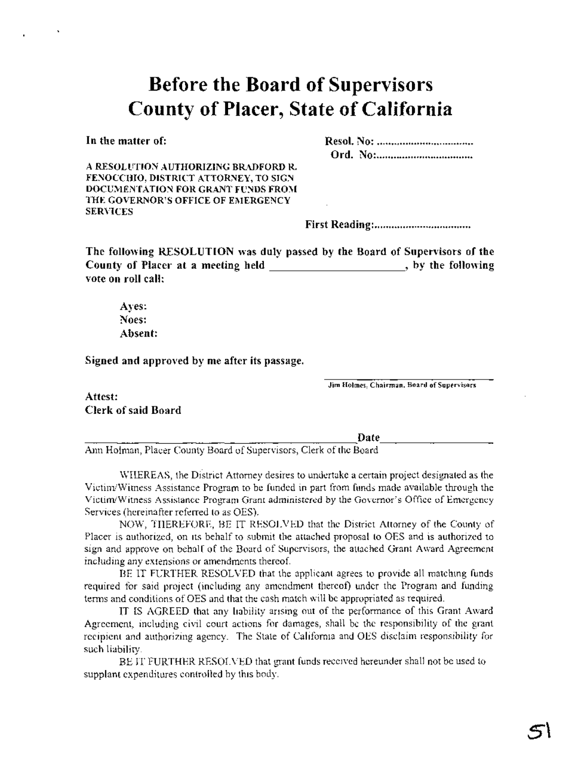# Before the Board of Supervisors
# County of Placer, State of California

**In the matter of:**

**A RESOLUTION AUTHORIZING BRADFORD R. FENOCCHIO, DISTRICT ATTORNEY, TO SIGN DOCUMENTATION FOR GRANT FUNDS FROM THE GOVERNOR'S OFFICE OF EMERGENCY SERVICES**

**Resol. No:** ..................................

**Ord. No:**..................................

**First Reading:**..................................

**The following RESOLUTION was duly passed by the Board of Supervisors of the County of Placer at a meeting held \_\_\_\_\_\_\_\_\_\_\_\_\_\_\_\_\_\_\_\_\_\_\_, by the following vote on roll call:**

**Ayes:**
**Noes:**
**Absent:**

**Signed and approved by me after its passage.**

\_\_\_\_\_\_\_\_\_\_\_\_\_\_\_\_\_\_\_\_\_\_\_\_\_\_\_\_\_\_
Jim Holmes, Chairman, Board of Supervisors

**Attest:**
**Clerk of said Board**

\_\_\_\_\_\_\_\_\_\_\_\_\_\_\_\_\_\_\_\_\_\_\_\_\_\_\_\_\_\_\_\_\_\_\_\_\_\_\_\_\_\_\_\_\_\_ **Date**\_\_\_\_\_\_\_\_\_\_\_\_\_\_\_\_\_\_
Ann Holman, Placer County Board of Supervisors, Clerk of the Board

WHEREAS, the District Attorney desires to undertake a certain project designated as the Victim/Witness Assistance Program to be funded in part from funds made available through the Victim/Witness Assistance Program Grant administered by the Governor's Office of Emergency Services (hereinafter referred to as OES).

NOW, THEREFORE, BE IT RESOLVED that the District Attorney of the County of Placer is authorized, on its behalf to submit the attached proposal to OES and is authorized to sign and approve on behalf of the Board of Supervisors, the attached Grant Award Agreement including any extensions or amendments thereof.

BE IT FURTHER RESOLVED that the applicant agrees to provide all matching funds required for said project (including any amendment thereof) under the Program and funding terms and conditions of OES and that the cash match will be appropriated as required.

IT IS AGREED that any liability arising out of the performance of this Grant Award Agreement, including civil court actions for damages, shall be the responsibility of the grant recipient and authorizing agency. The State of California and OES disclaim responsibility for such liability.

BE IT FURTHER RESOLVED that grant funds received hereunder shall not be used to supplant expenditures controlled by this body.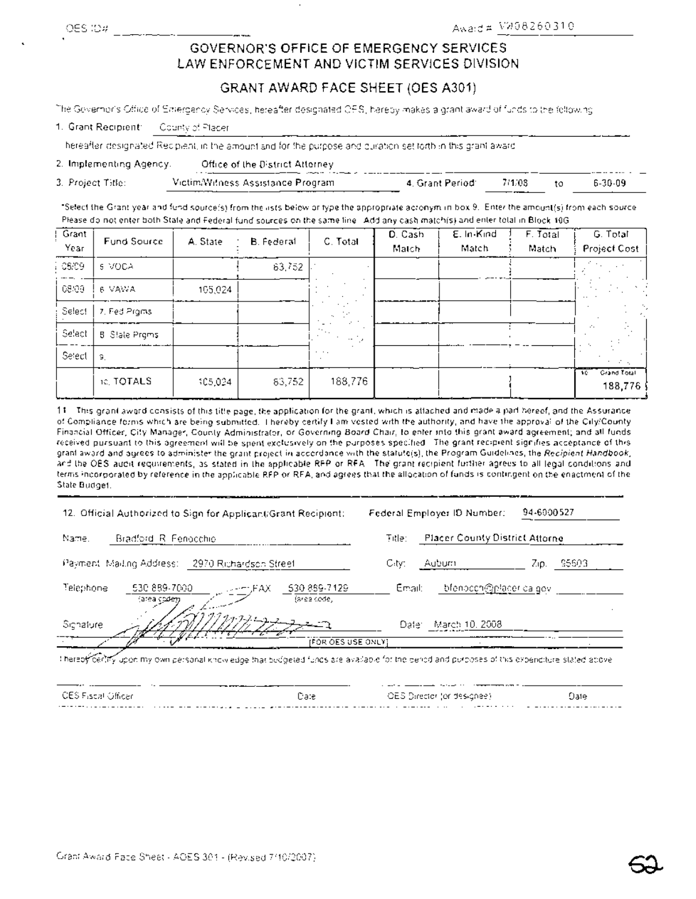OES ID# \_\_\_\_\_\_\_\_\_\_\_\_\_\_\_\_ Award # VW08260310

# GOVERNOR'S OFFICE OF EMERGENCY SERVICES
## LAW ENFORCEMENT AND VICTIM SERVICES DIVISION

## GRANT AWARD FACE SHEET (OES A301)

The Governor's Office of Emergency Services, hereafter designated OES, hereby makes a grant award of funds to the following:

1. Grant Recipient: County of Placer

hereafter designated Recipient, in the amount and for the purpose and duration set forth in this grant award.

2. Implementing Agency: Office of the District Attorney

3. Project Title: Victim/Witness Assistance Program 4. Grant Period: 7/1/08 to 6-30-09

*Select the Grant year and fund source(s) from the lists below or type the appropriate acronym in box 9. Enter the amount(s) from each source. Please do not enter both State and Federal fund sources on the same line. Add any cash match(s) and enter total in Block 10G.

| Grant Year | Fund Source | A. State | B. Federal | C. Total | D. Cash Match | E. In-Kind Match | F. Total Match | G. Total Project Cost |
|---|---|---|---|---|---|---|---|---|
| 08/09 | 5. VOCA | | 83,752 | | | | | |
| 08/09 | 6. VAWA | 105,024 | | | | | | |
| Select | 7. Fed Prgms | | | | | | | |
| Select | 8. State Prgms | | | | | | | |
| Select | 9. | | | | | | | |
| | 10. TOTALS | 105,024 | 83,752 | 188,776 | | | | 10. Grand Total 188,776 |

11. This grant award consists of this title page, the application for the grant, which is attached and made a part hereof, and the Assurance of Compliance forms which are being submitted. I hereby certify I am vested with the authority, and have the approval of the City/County Financial Officer, City Manager, County Administrator, or Governing Board Chair, to enter into this grant award agreement; and all funds received pursuant to this agreement will be spent exclusively on the purposes specified. The grant recipient signifies acceptance of this grant award and agrees to administer the grant project in accordance with the statute(s), the Program Guidelines, the *Recipient Handbook*, and the OES audit requirements, as stated in the applicable RFP or RFA. The grant recipient further agrees to all legal conditions and terms incorporated by reference in the applicable RFP or RFA, and agrees that the allocation of funds is contingent on the enactment of the State Budget.

12. Official Authorized to Sign for Applicant/Grant Recipient: Federal Employer ID Number: 94-6000527

Name: Bradford R. Fenocchio Title: Placer County District Attorne

Payment Mailing Address: 2970 Richardson Street City: Auburn Zip: 95603

Telephone: 530 889-7000 (area code) FAX: 530 889-7129 (area code) Email: bfenocch@placer.ca.gov

Signature: [signature] Date: March 10, 2008

[FOR OES USE ONLY]

I hereby certify upon my own personal knowledge that budgeted funds are available for the period and purposes of this expenditure stated above.

OES Fiscal Officer \_\_\_\_\_\_\_\_ Date \_\_\_\_\_\_\_\_ OES Director (or designee) \_\_\_\_\_\_\_\_ Date \_\_\_\_\_\_\_\_

Grant Award Face Sheet - AOES 301 - (Revised 7/10/2007)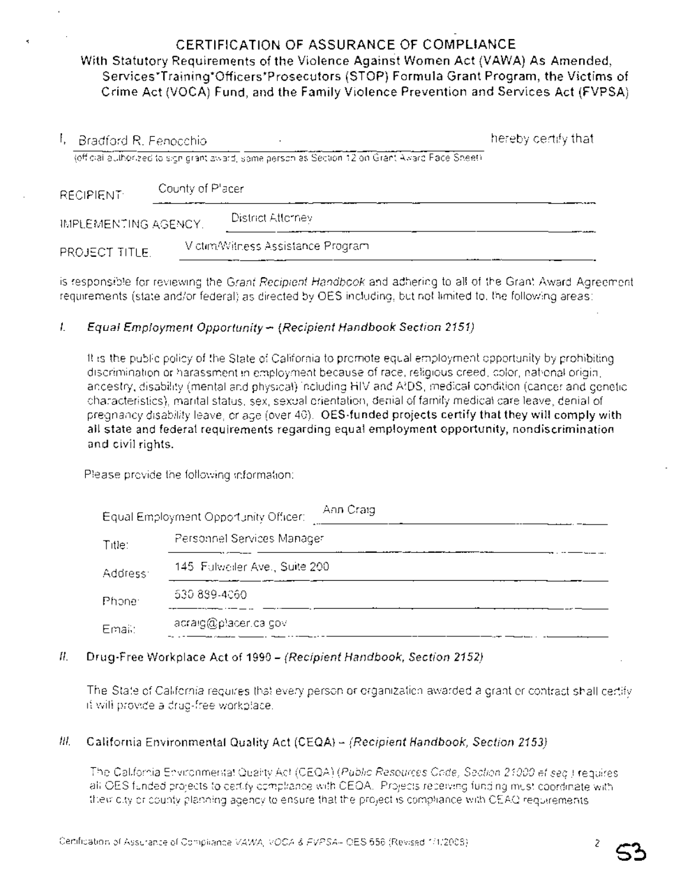# CERTIFICATION OF ASSURANCE OF COMPLIANCE

## With Statutory Requirements of the Violence Against Women Act (VAWA) As Amended, Services*Training*Officers*Prosecutors (STOP) Formula Grant Program, the Victims of Crime Act (VOCA) Fund, and the Family Violence Prevention and Services Act (FVPSA)

I, Bradford R. Fenocchio hereby certify that
(official authorized to sign grant award; same person as Section 12 on Grant Award Face Sheet)

RECIPIENT: County of Placer

IMPLEMENTING AGENCY: District Attorney

PROJECT TITLE: Victim/Witness Assistance Program

is responsible for reviewing the *Grant Recipient Handbook* and adhering to all of the Grant Award Agreement requirements (state and/or federal) as directed by OES including, but not limited to, the following areas:

### *I. Equal Employment Opportunity – (Recipient Handbook Section 2151)*

It is the public policy of the State of California to promote equal employment opportunity by prohibiting discrimination or harassment in employment because of race, religious creed, color, national origin, ancestry, disability (mental and physical) including HIV and AIDS, medical condition (cancer and genetic characteristics), marital status, sex, sexual orientation, denial of family medical care leave, denial of pregnancy disability leave, or age (over 40). **OES-funded projects certify that they will comply with all state and federal requirements regarding equal employment opportunity, nondiscrimination and civil rights.**

Please provide the following information:

Equal Employment Opportunity Officer: Ann Craig

Title: Personnel Services Manager

Address: 145 Fulweiler Ave., Suite 200

Phone: 530 889-4060

Email: acraig@placer.ca.gov

### *II.* Drug-Free Workplace Act of 1990 – *(Recipient Handbook, Section 2152)*

The State of California requires that every person or organization awarded a grant or contract shall certify it will provide a drug-free workplace.

### *III.* California Environmental Quality Act (CEQA) – *(Recipient Handbook, Section 2153)*

The California Environmental Quality Act (CEQA) (*Public Resources Code, Section 21000 et seq.*) requires all OES funded projects to certify compliance with CEQA. Projects receiving funding must coordinate with their city or county planning agency to ensure that the project is compliance with CEAQ requirements.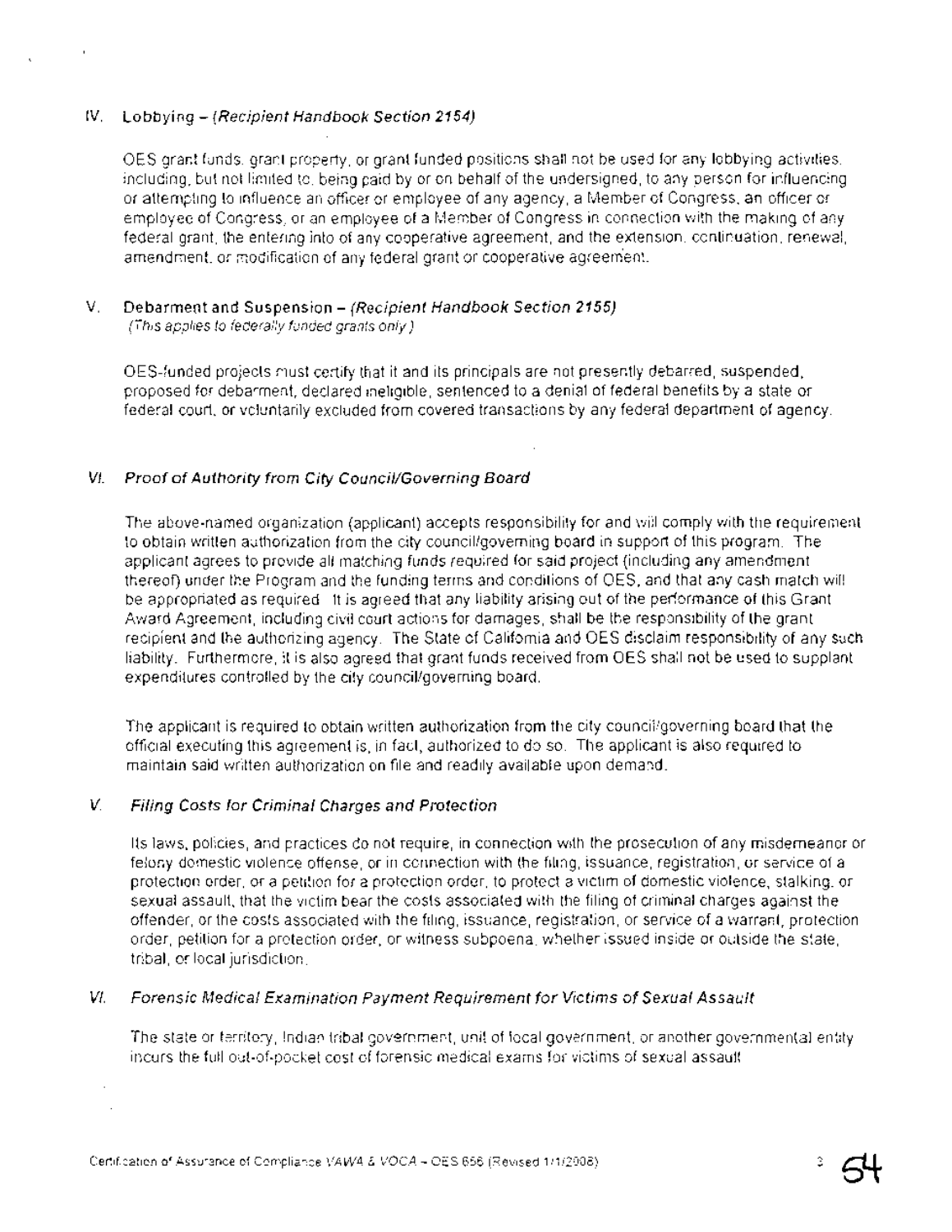## IV. Lobbying – *(Recipient Handbook Section 2154)*

OES grant funds, grant property, or grant funded positions shall not be used for any lobbying activities, including, but not limited to, being paid by or on behalf of the undersigned, to any person for influencing or attempting to influence an officer or employee of any agency, a Member of Congress, an officer or employee of Congress, or an employee of a Member of Congress in connection with the making of any federal grant, the entering into of any cooperative agreement, and the extension, continuation, renewal, amendment, or modification of any federal grant or cooperative agreement.

## V. Debarment and Suspension – *(Recipient Handbook Section 2155)*

*(This applies to federally funded grants only.)*

OES-funded projects must certify that it and its principals are not presently debarred, suspended, proposed for debarment, declared ineligible, sentenced to a denial of federal benefits by a state or federal court, or voluntarily excluded from covered transactions by any federal department of agency.

## VI. *Proof of Authority from City Council/Governing Board*

The above-named organization (applicant) accepts responsibility for and will comply with the requirement to obtain written authorization from the city council/governing board in support of this program. The applicant agrees to provide all matching funds required for said project (including any amendment thereof) under the Program and the funding terms and conditions of OES, and that any cash match will be appropriated as required. It is agreed that any liability arising out of the performance of this Grant Award Agreement, including civil court actions for damages, shall be the responsibility of the grant recipient and the authorizing agency. The State of California and OES disclaim responsibility of any such liability. Furthermore, it is also agreed that grant funds received from OES shall not be used to supplant expenditures controlled by the city council/governing board.

The applicant is required to obtain written authorization from the city council/governing board that the official executing this agreement is, in fact, authorized to do so. The applicant is also required to maintain said written authorization on file and readily available upon demand.

## V. *Filing Costs for Criminal Charges and Protection*

Its laws, policies, and practices do not require, in connection with the prosecution of any misdemeanor or felony domestic violence offense, or in connection with the filing, issuance, registration, or service of a protection order, or a petition for a protection order, to protect a victim of domestic violence, stalking, or sexual assault, that the victim bear the costs associated with the filing of criminal charges against the offender, or the costs associated with the filing, issuance, registration, or service of a warrant, protection order, petition for a protection order, or witness subpoena, whether issued inside or outside the state, tribal, or local jurisdiction.

## VI. *Forensic Medical Examination Payment Requirement for Victims of Sexual Assault*

The state or territory, Indian tribal government, unit of local government, or another governmental entity incurs the full out-of-pocket cost of forensic medical exams for victims of sexual assault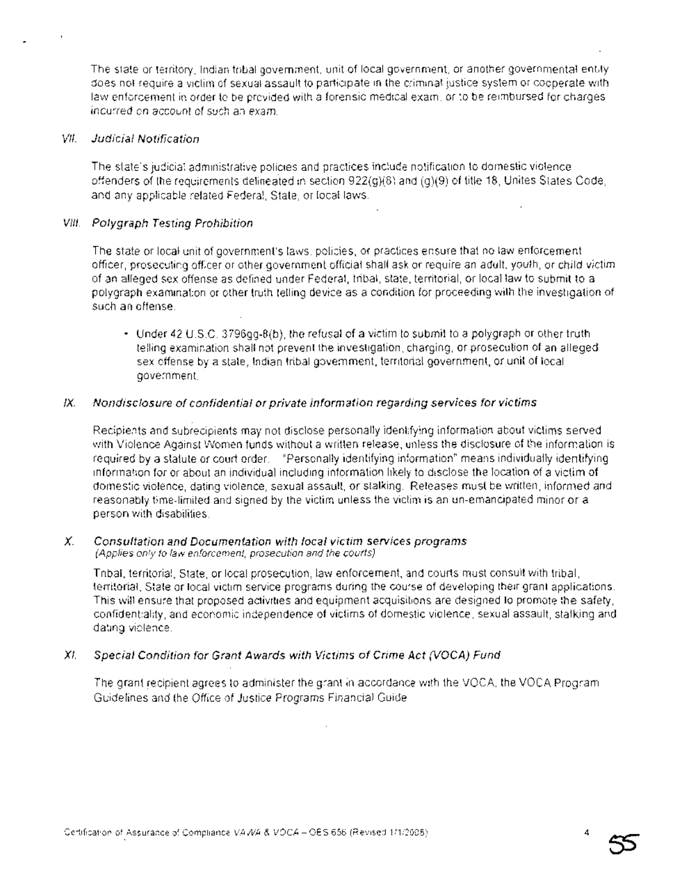The state or territory, Indian tribal government, unit of local government, or another governmental entity does not require a victim of sexual assault to participate in the criminal justice system or cooperate with law enforcement in order to be provided with a forensic medical exam, or to be reimbursed for charges incurred on account of such an exam.

### VII. *Judicial Notification*

The state's judicial administrative policies and practices include notification to domestic violence offenders of the requirements delineated in section 922(g)(8) and (g)(9) of title 18, Unites States Code, and any applicable related Federal, State, or local laws.

### VIII. *Polygraph Testing Prohibition*

The state or local unit of government's laws, policies, or practices ensure that no law enforcement officer, prosecuting officer or other government official shall ask or require an adult, youth, or child victim of an alleged sex offense as defined under Federal, tribal, state, territorial, or local law to submit to a polygraph examination or other truth telling device as a condition for proceeding with the investigation of such an offense.

- Under 42 U.S.C. 3796gg-8(b), the refusal of a victim to submit to a polygraph or other truth telling examination shall not prevent the investigation, charging, or prosecution of an alleged sex offense by a state, Indian tribal government, territorial government, or unit of local government.

### IX. *Nondisclosure of confidential or private information regarding services for victims*

Recipients and subrecipients may not disclose personally identifying information about victims served with Violence Against Women funds without a written release, unless the disclosure of the information is required by a statute or court order. "Personally identifying information" means individually identifying information for or about an individual including information likely to disclose the location of a victim of domestic violence, dating violence, sexual assault, or stalking. Releases must be written, informed and reasonably time-limited and signed by the victim unless the victim is an un-emancipated minor or a person with disabilities.

### X. *Consultation and Documentation with local victim services programs*

*(Applies only to law enforcement, prosecution and the courts)*

Tribal, territorial, State, or local prosecution, law enforcement, and courts must consult with tribal, territorial, State or local victim service programs during the course of developing their grant applications. This will ensure that proposed activities and equipment acquisitions are designed to promote the safety, confidentiality, and economic independence of victims of domestic violence, sexual assault, stalking and dating violence.

### XI. *Special Condition for Grant Awards with Victims of Crime Act (VOCA) Fund*

The grant recipient agrees to administer the grant in accordance with the VOCA, the VOCA Program Guidelines and the Office of Justice Programs Financial Guide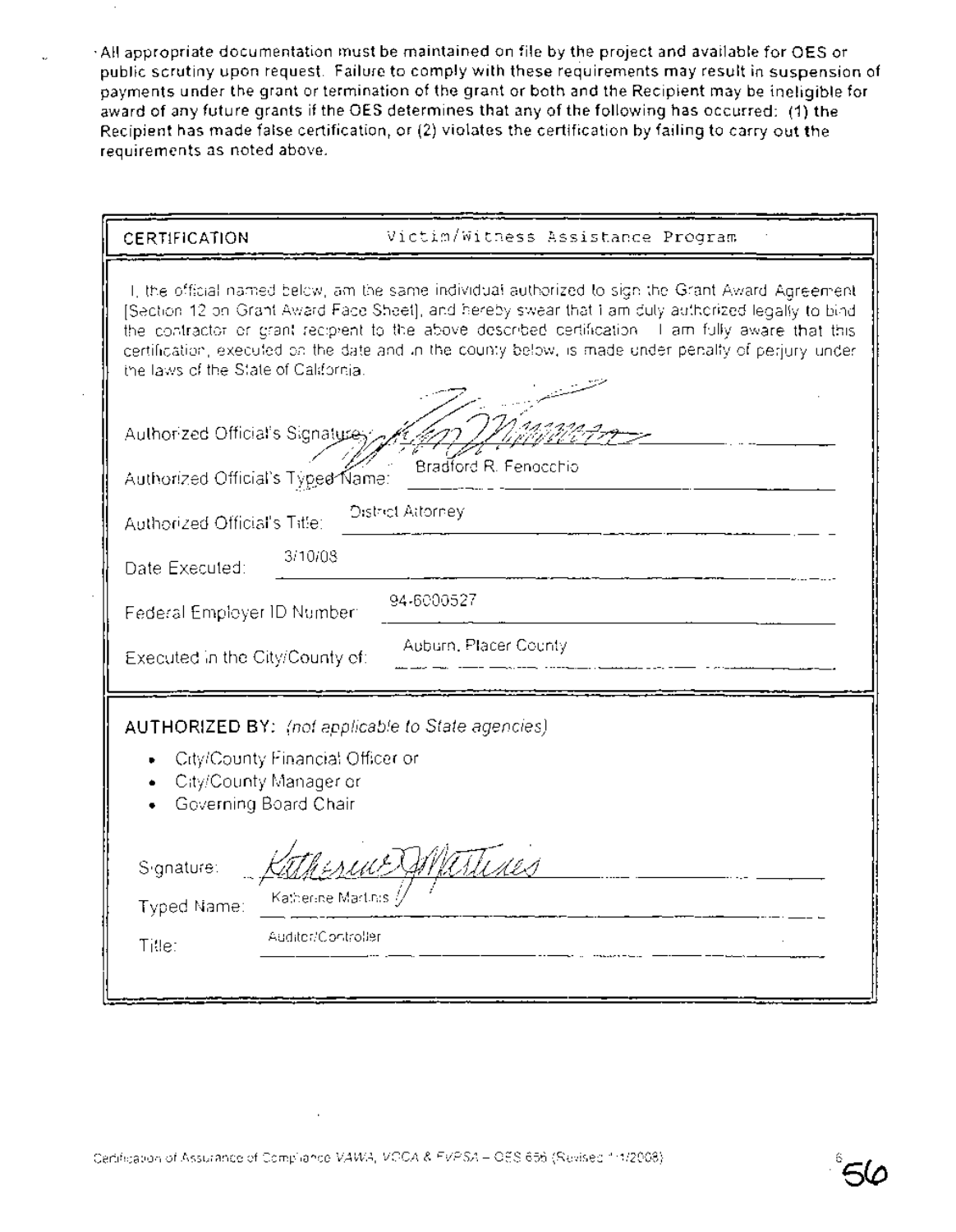All appropriate documentation must be maintained on file by the project and available for OES or public scrutiny upon request. Failure to comply with these requirements may result in suspension of payments under the grant or termination of the grant or both and the Recipient may be ineligible for award of any future grants if the OES determines that any of the following has occurred: (1) the Recipient has made false certification, or (2) violates the certification by failing to carry out the requirements as noted above.

**CERTIFICATION** Victim/Witness Assistance Program

I, the official named below, am the same individual authorized to sign the Grant Award Agreement [Section 12 on Grant Award Face Sheet], and hereby swear that I am duly authorized legally to bind the contractor or grant recipient to the above described certification. I am fully aware that this certification, executed on the date and in the county below, is made under penalty of perjury under the laws of the State of California.

Authorized Official's Signature: [signature]

Authorized Official's Typed Name: Bradford R. Fenocchio

Authorized Official's Title: District Attorney

Date Executed: 3/10/08

Federal Employer ID Number: 94-6000527

Executed in the City/County of: Auburn, Placer County

**AUTHORIZED BY:** *(not applicable to State agencies)*

- City/County Financial Officer or
- City/County Manager or
- Governing Board Chair

Signature: [signature]

Typed Name: Katherine Martinis

Title: Auditor/Controller

Certification of Assurance of Compliance VAWA, VOCA & FVPSA – OES 656 (Revised 1/1/2008)